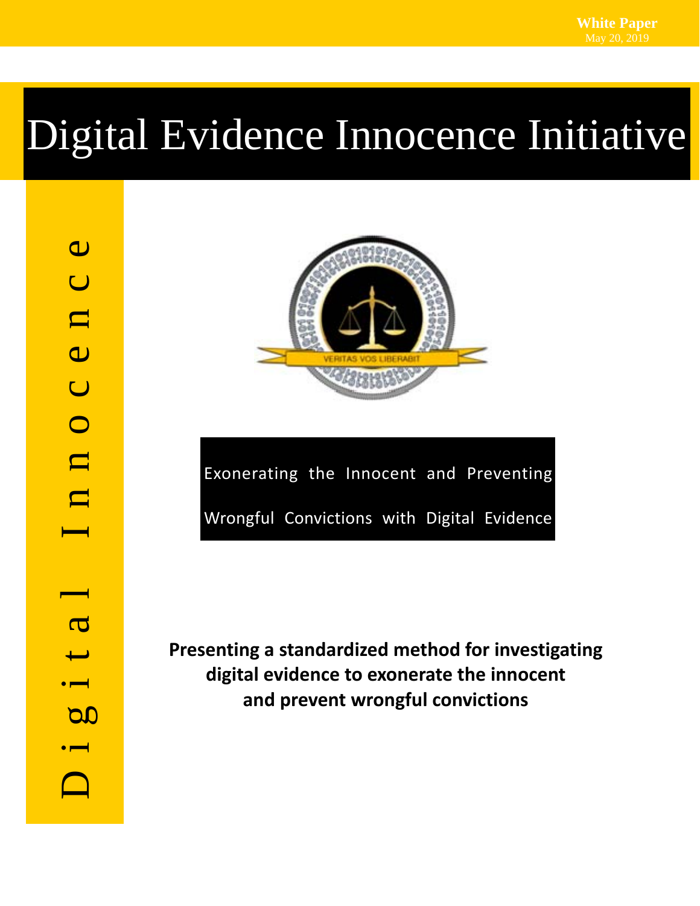**White Paper**
May 20, 2019

# Digital Evidence Innocence Initiative

Digital Innocence

VERITAS VOS LIBERABIT

Exonerating the Innocent and Preventing Wrongful Convictions with Digital Evidence

**Presenting a standardized method for investigating digital evidence to exonerate the innocent and prevent wrongful convictions**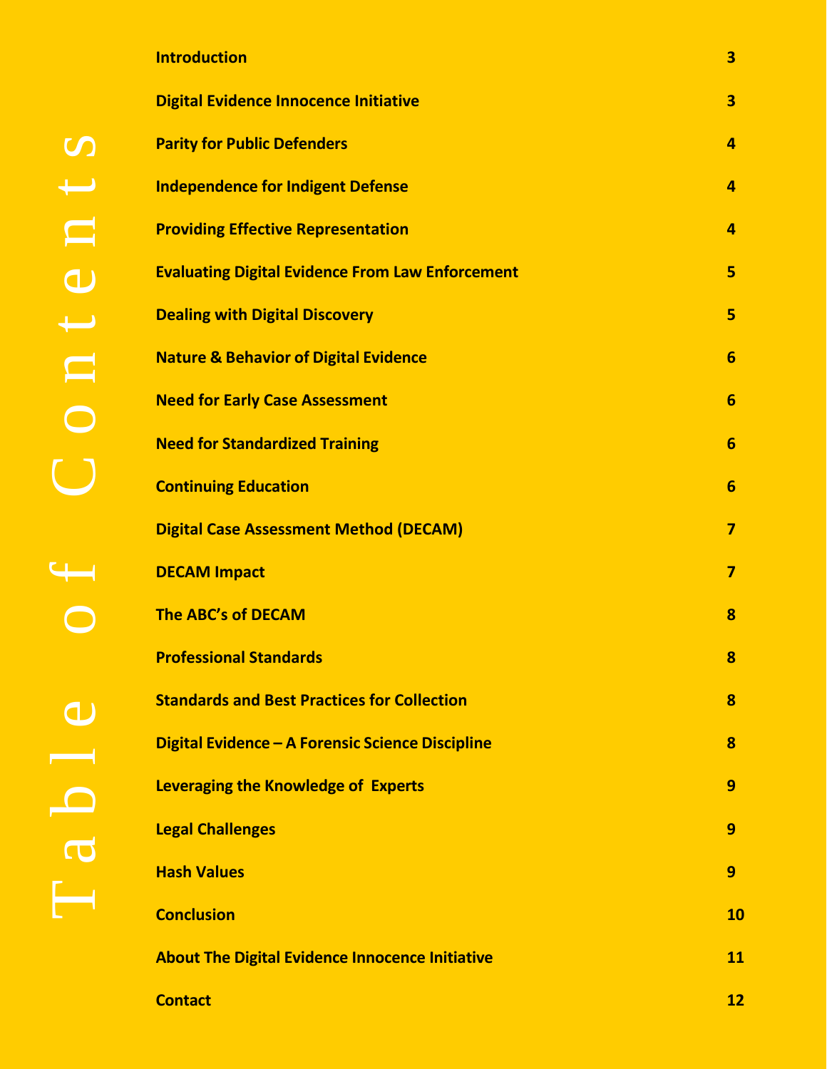# Table of Contents

| | |
|---|---|
| **Introduction** | **3** |
| **Digital Evidence Innocence Initiative** | **3** |
| **Parity for Public Defenders** | **4** |
| **Independence for Indigent Defense** | **4** |
| **Providing Effective Representation** | **4** |
| **Evaluating Digital Evidence From Law Enforcement** | **5** |
| **Dealing with Digital Discovery** | **5** |
| **Nature & Behavior of Digital Evidence** | **6** |
| **Need for Early Case Assessment** | **6** |
| **Need for Standardized Training** | **6** |
| **Continuing Education** | **6** |
| **Digital Case Assessment Method (DECAM)** | **7** |
| **DECAM Impact** | **7** |
| **The ABC's of DECAM** | **8** |
| **Professional Standards** | **8** |
| **Standards and Best Practices for Collection** | **8** |
| **Digital Evidence – A Forensic Science Discipline** | **8** |
| **Leveraging the Knowledge of Experts** | **9** |
| **Legal Challenges** | **9** |
| **Hash Values** | **9** |
| **Conclusion** | **10** |
| **About The Digital Evidence Innocence Initiative** | **11** |
| **Contact** | **12** |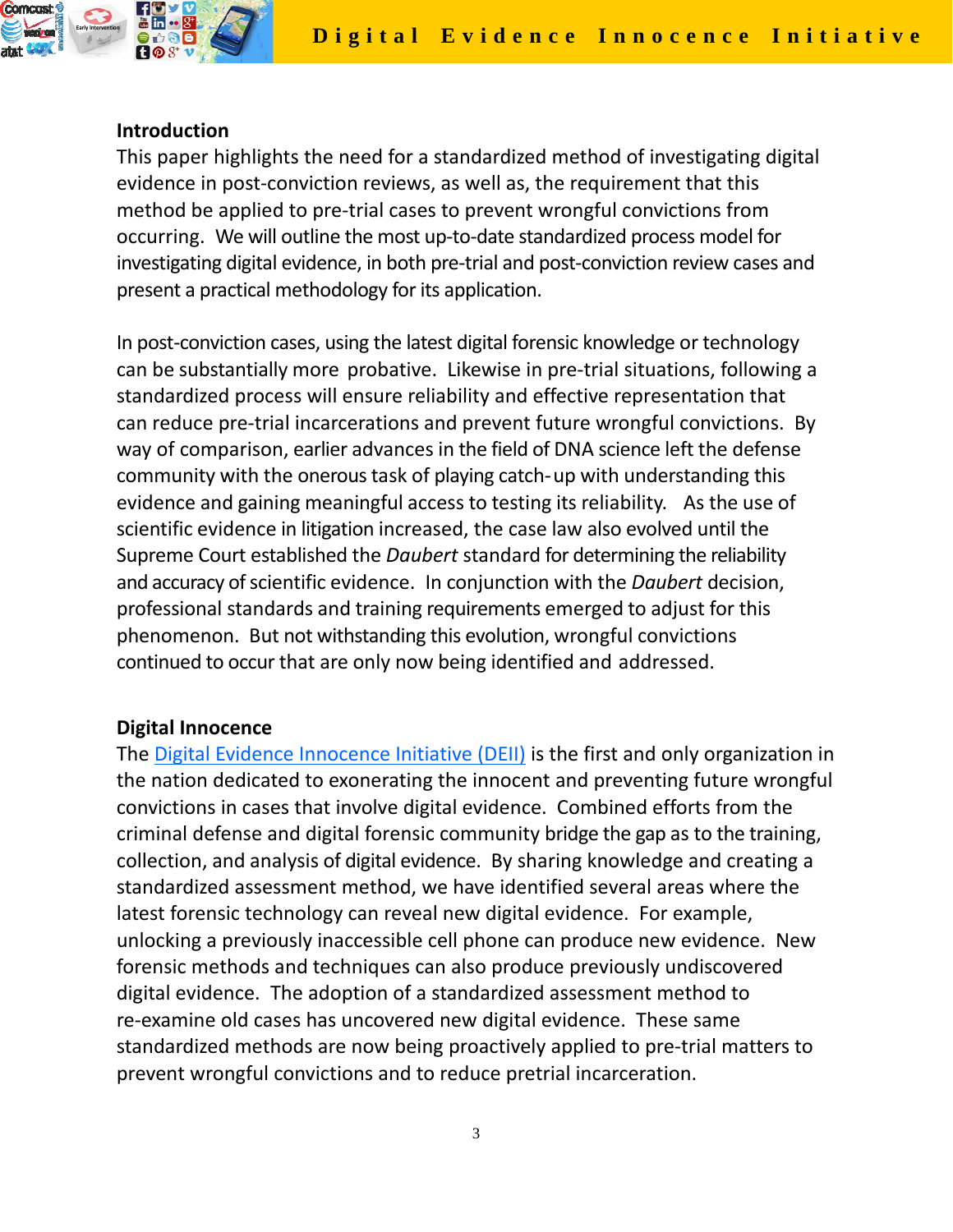## Introduction

This paper highlights the need for a standardized method of investigating digital evidence in post-conviction reviews, as well as, the requirement that this method be applied to pre-trial cases to prevent wrongful convictions from occurring. We will outline the most up-to-date standardized process model for investigating digital evidence, in both pre-trial and post-conviction review cases and present a practical methodology for its application.

In post-conviction cases, using the latest digital forensic knowledge or technology can be substantially more probative. Likewise in pre-trial situations, following a standardized process will ensure reliability and effective representation that can reduce pre-trial incarcerations and prevent future wrongful convictions. By way of comparison, earlier advances in the field of DNA science left the defense community with the onerous task of playing catch-up with understanding this evidence and gaining meaningful access to testing its reliability. As the use of scientific evidence in litigation increased, the case law also evolved until the Supreme Court established the *Daubert* standard for determining the reliability and accuracy of scientific evidence. In conjunction with the *Daubert* decision, professional standards and training requirements emerged to adjust for this phenomenon. But not withstanding this evolution, wrongful convictions continued to occur that are only now being identified and addressed.

## Digital Innocence

The [Digital Evidence Innocence Initiative (DEII)] is the first and only organization in the nation dedicated to exonerating the innocent and preventing future wrongful convictions in cases that involve digital evidence. Combined efforts from the criminal defense and digital forensic community bridge the gap as to the training, collection, and analysis of digital evidence. By sharing knowledge and creating a standardized assessment method, we have identified several areas where the latest forensic technology can reveal new digital evidence. For example, unlocking a previously inaccessible cell phone can produce new evidence. New forensic methods and techniques can also produce previously undiscovered digital evidence. The adoption of a standardized assessment method to re-examine old cases has uncovered new digital evidence. These same standardized methods are now being proactively applied to pre-trial matters to prevent wrongful convictions and to reduce pretrial incarceration.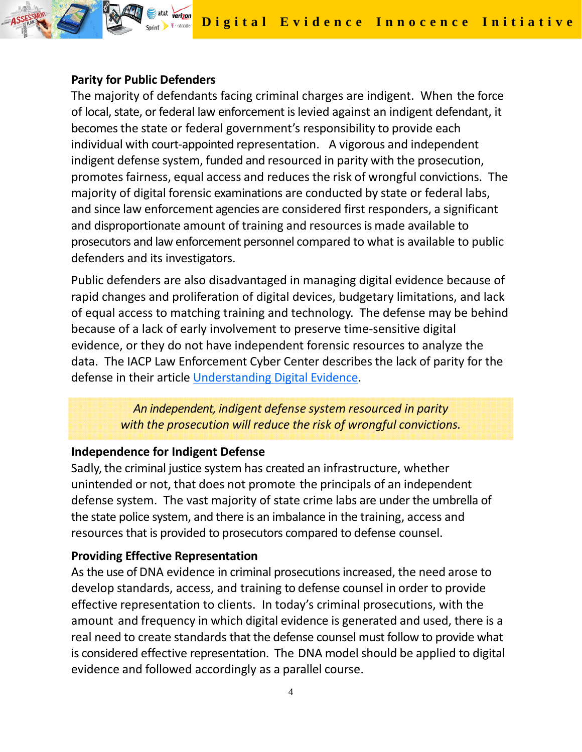**Parity for Public Defenders**

The majority of defendants facing criminal charges are indigent. When the force of local, state, or federal law enforcement is levied against an indigent defendant, it becomes the state or federal government's responsibility to provide each individual with court-appointed representation. A vigorous and independent indigent defense system, funded and resourced in parity with the prosecution, promotes fairness, equal access and reduces the risk of wrongful convictions. The majority of digital forensic examinations are conducted by state or federal labs, and since law enforcement agencies are considered first responders, a significant and disproportionate amount of training and resources is made available to prosecutors and law enforcement personnel compared to what is available to public defenders and its investigators.

Public defenders are also disadvantaged in managing digital evidence because of rapid changes and proliferation of digital devices, budgetary limitations, and lack of equal access to matching training and technology. The defense may be behind because of a lack of early involvement to preserve time-sensitive digital evidence, or they do not have independent forensic resources to analyze the data. The IACP Law Enforcement Cyber Center describes the lack of parity for the defense in their article Understanding Digital Evidence.

*An independent, indigent defense system resourced in parity with the prosecution will reduce the risk of wrongful convictions.*

**Independence for Indigent Defense**

Sadly, the criminal justice system has created an infrastructure, whether unintended or not, that does not promote the principals of an independent defense system. The vast majority of state crime labs are under the umbrella of the state police system, and there is an imbalance in the training, access and resources that is provided to prosecutors compared to defense counsel.

**Providing Effective Representation**

As the use of DNA evidence in criminal prosecutions increased, the need arose to develop standards, access, and training to defense counsel in order to provide effective representation to clients. In today's criminal prosecutions, with the amount and frequency in which digital evidence is generated and used, there is a real need to create standards that the defense counsel must follow to provide what is considered effective representation. The DNA model should be applied to digital evidence and followed accordingly as a parallel course.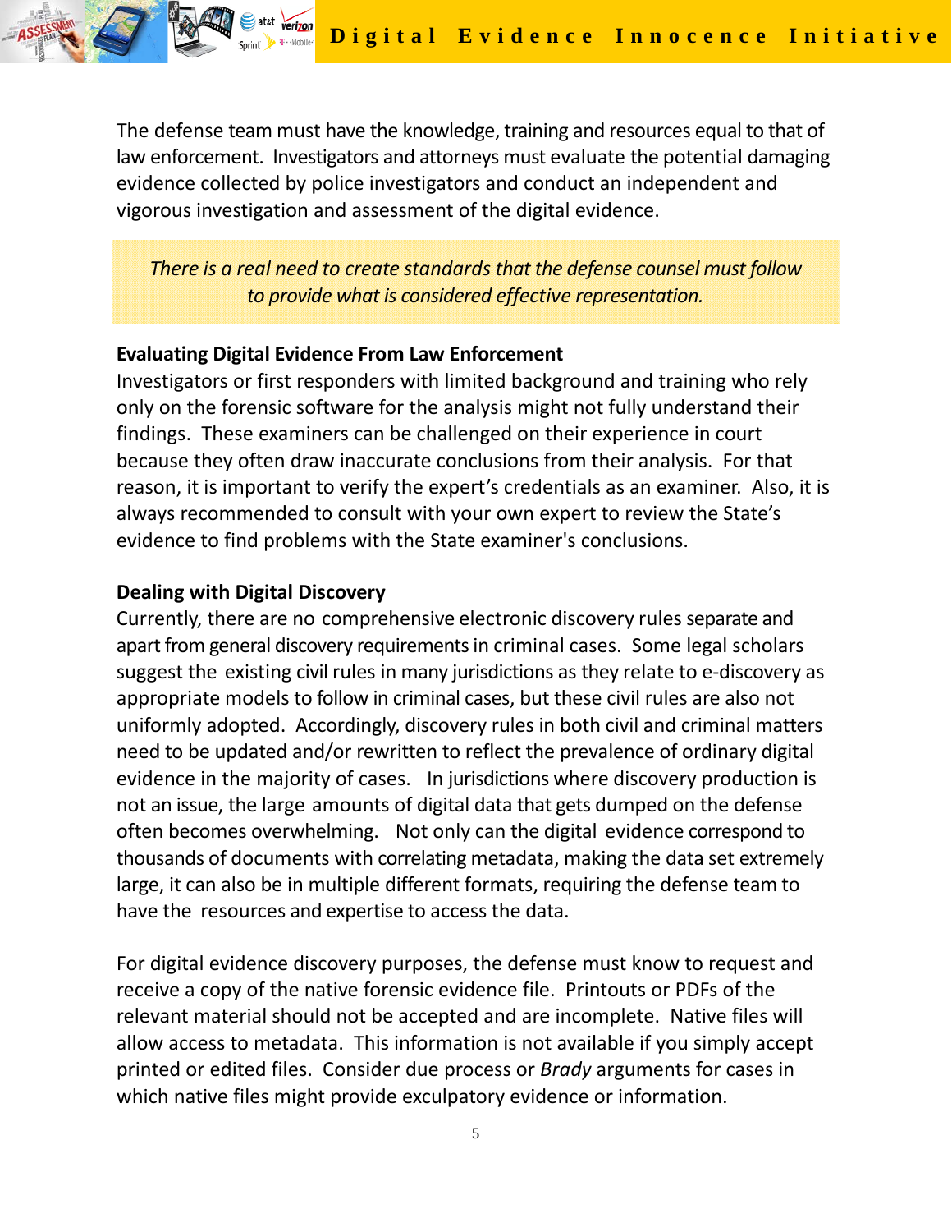The defense team must have the knowledge, training and resources equal to that of law enforcement. Investigators and attorneys must evaluate the potential damaging evidence collected by police investigators and conduct an independent and vigorous investigation and assessment of the digital evidence.

*There is a real need to create standards that the defense counsel must follow to provide what is considered effective representation.*

**Evaluating Digital Evidence From Law Enforcement**

Investigators or first responders with limited background and training who rely only on the forensic software for the analysis might not fully understand their findings. These examiners can be challenged on their experience in court because they often draw inaccurate conclusions from their analysis. For that reason, it is important to verify the expert's credentials as an examiner. Also, it is always recommended to consult with your own expert to review the State's evidence to find problems with the State examiner's conclusions.

**Dealing with Digital Discovery**

Currently, there are no comprehensive electronic discovery rules separate and apart from general discovery requirements in criminal cases. Some legal scholars suggest the existing civil rules in many jurisdictions as they relate to e-discovery as appropriate models to follow in criminal cases, but these civil rules are also not uniformly adopted. Accordingly, discovery rules in both civil and criminal matters need to be updated and/or rewritten to reflect the prevalence of ordinary digital evidence in the majority of cases. In jurisdictions where discovery production is not an issue, the large amounts of digital data that gets dumped on the defense often becomes overwhelming. Not only can the digital evidence correspond to thousands of documents with correlating metadata, making the data set extremely large, it can also be in multiple different formats, requiring the defense team to have the resources and expertise to access the data.

For digital evidence discovery purposes, the defense must know to request and receive a copy of the native forensic evidence file. Printouts or PDFs of the relevant material should not be accepted and are incomplete. Native files will allow access to metadata. This information is not available if you simply accept printed or edited files. Consider due process or *Brady* arguments for cases in which native files might provide exculpatory evidence or information.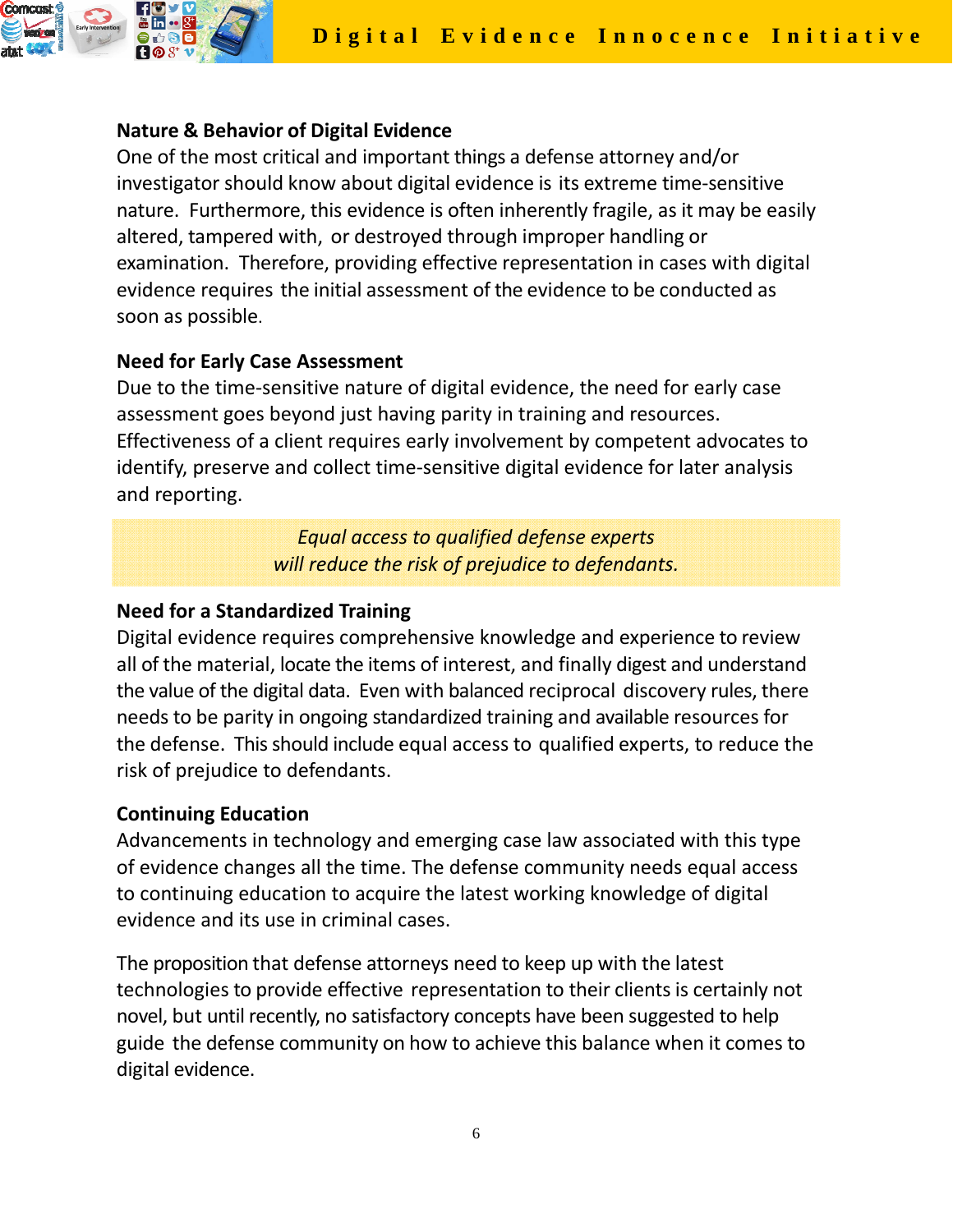**Nature & Behavior of Digital Evidence**

One of the most critical and important things a defense attorney and/or investigator should know about digital evidence is its extreme time-sensitive nature. Furthermore, this evidence is often inherently fragile, as it may be easily altered, tampered with, or destroyed through improper handling or examination. Therefore, providing effective representation in cases with digital evidence requires the initial assessment of the evidence to be conducted as soon as possible.

**Need for Early Case Assessment**

Due to the time-sensitive nature of digital evidence, the need for early case assessment goes beyond just having parity in training and resources. Effectiveness of a client requires early involvement by competent advocates to identify, preserve and collect time-sensitive digital evidence for later analysis and reporting.

*Equal access to qualified defense experts will reduce the risk of prejudice to defendants.*

**Need for a Standardized Training**

Digital evidence requires comprehensive knowledge and experience to review all of the material, locate the items of interest, and finally digest and understand the value of the digital data. Even with balanced reciprocal discovery rules, there needs to be parity in ongoing standardized training and available resources for the defense. This should include equal access to qualified experts, to reduce the risk of prejudice to defendants.

**Continuing Education**

Advancements in technology and emerging case law associated with this type of evidence changes all the time. The defense community needs equal access to continuing education to acquire the latest working knowledge of digital evidence and its use in criminal cases.

The proposition that defense attorneys need to keep up with the latest technologies to provide effective representation to their clients is certainly not novel, but until recently, no satisfactory concepts have been suggested to help guide the defense community on how to achieve this balance when it comes to digital evidence.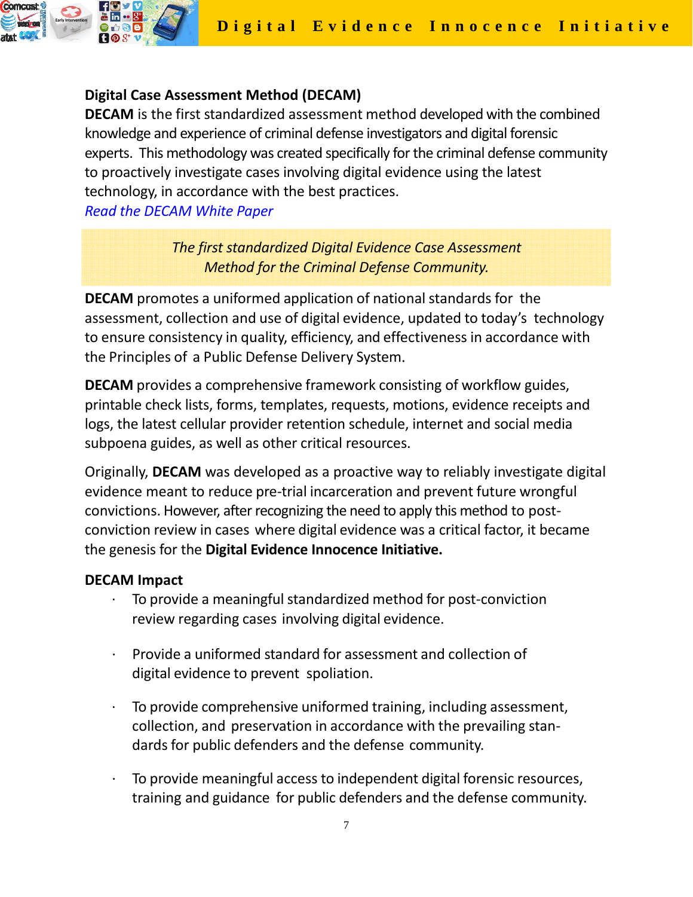**Digital Case Assessment Method (DECAM)**

**DECAM** is the first standardized assessment method developed with the combined knowledge and experience of criminal defense investigators and digital forensic experts. This methodology was created specifically for the criminal defense community to proactively investigate cases involving digital evidence using the latest technology, in accordance with the best practices.

*Read the DECAM White Paper*

> *The first standardized Digital Evidence Case Assessment Method for the Criminal Defense Community.*

**DECAM** promotes a uniformed application of national standards for the assessment, collection and use of digital evidence, updated to today's technology to ensure consistency in quality, efficiency, and effectiveness in accordance with the Principles of a Public Defense Delivery System.

**DECAM** provides a comprehensive framework consisting of workflow guides, printable check lists, forms, templates, requests, motions, evidence receipts and logs, the latest cellular provider retention schedule, internet and social media subpoena guides, as well as other critical resources.

Originally, **DECAM** was developed as a proactive way to reliably investigate digital evidence meant to reduce pre-trial incarceration and prevent future wrongful convictions. However, after recognizing the need to apply this method to post-conviction review in cases where digital evidence was a critical factor, it became the genesis for the **Digital Evidence Innocence Initiative.**

**DECAM Impact**

- To provide a meaningful standardized method for post-conviction review regarding cases involving digital evidence.
- Provide a uniformed standard for assessment and collection of digital evidence to prevent spoliation.
- To provide comprehensive uniformed training, including assessment, collection, and preservation in accordance with the prevailing standards for public defenders and the defense community.
- To provide meaningful access to independent digital forensic resources, training and guidance for public defenders and the defense community.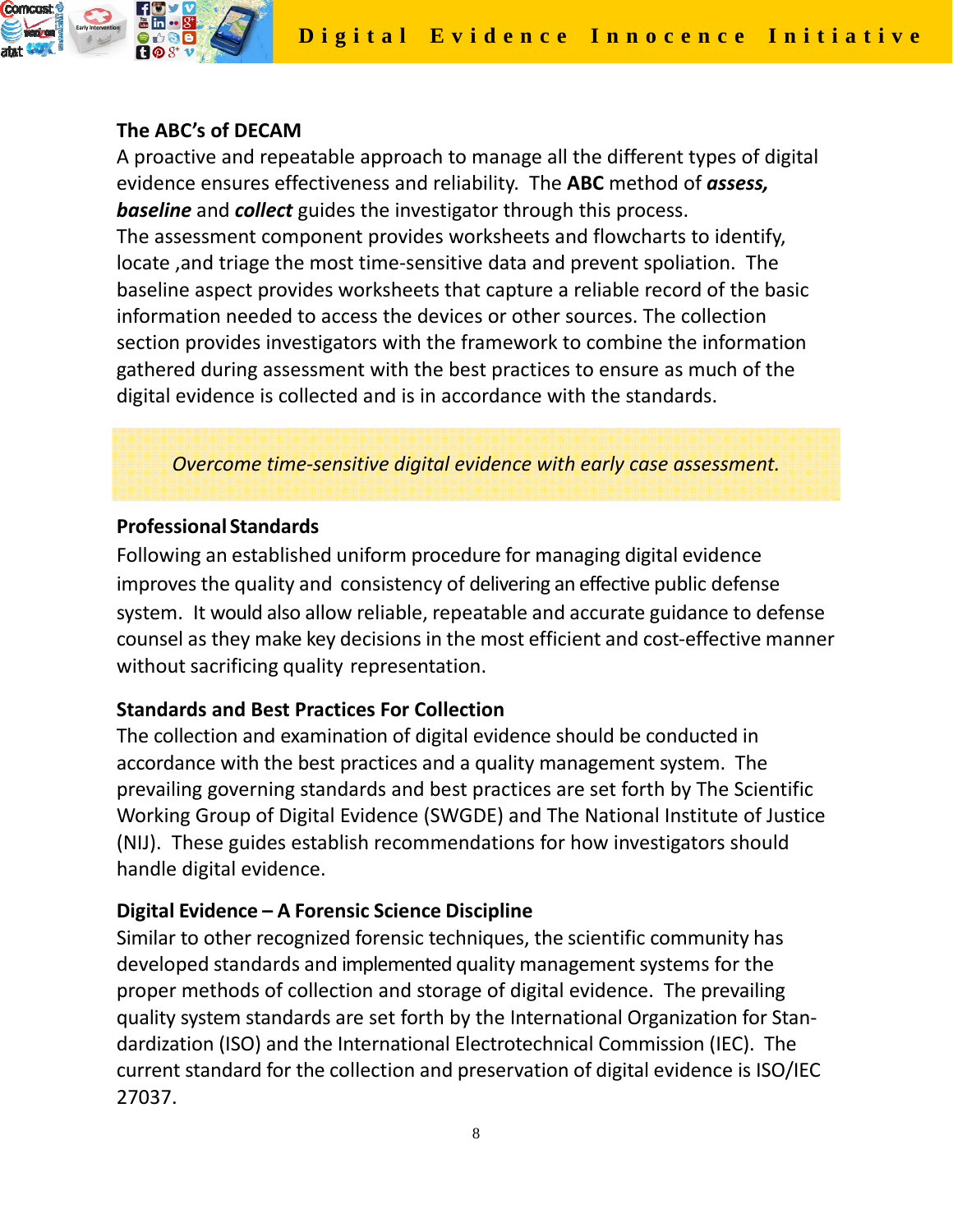### The ABC's of DECAM

A proactive and repeatable approach to manage all the different types of digital evidence ensures effectiveness and reliability. The **ABC** method of ***assess, baseline*** and ***collect*** guides the investigator through this process.

The assessment component provides worksheets and flowcharts to identify, locate ,and triage the most time-sensitive data and prevent spoliation. The baseline aspect provides worksheets that capture a reliable record of the basic information needed to access the devices or other sources. The collection section provides investigators with the framework to combine the information gathered during assessment with the best practices to ensure as much of the digital evidence is collected and is in accordance with the standards.

*Overcome time-sensitive digital evidence with early case assessment.*

### Professional Standards

Following an established uniform procedure for managing digital evidence improves the quality and consistency of delivering an effective public defense system. It would also allow reliable, repeatable and accurate guidance to defense counsel as they make key decisions in the most efficient and cost-effective manner without sacrificing quality representation.

### Standards and Best Practices For Collection

The collection and examination of digital evidence should be conducted in accordance with the best practices and a quality management system. The prevailing governing standards and best practices are set forth by The Scientific Working Group of Digital Evidence (SWGDE) and The National Institute of Justice (NIJ). These guides establish recommendations for how investigators should handle digital evidence.

### Digital Evidence – A Forensic Science Discipline

Similar to other recognized forensic techniques, the scientific community has developed standards and implemented quality management systems for the proper methods of collection and storage of digital evidence. The prevailing quality system standards are set forth by the International Organization for Standardization (ISO) and the International Electrotechnical Commission (IEC). The current standard for the collection and preservation of digital evidence is ISO/IEC 27037.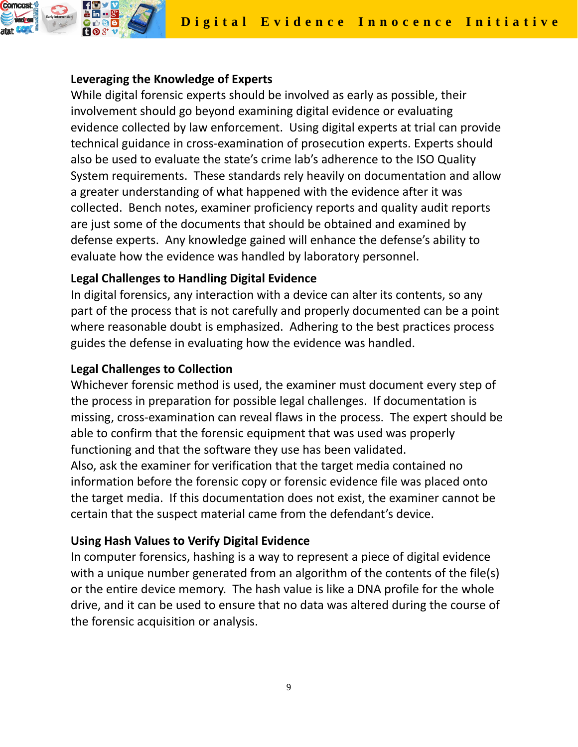## Leveraging the Knowledge of Experts

While digital forensic experts should be involved as early as possible, their involvement should go beyond examining digital evidence or evaluating evidence collected by law enforcement. Using digital experts at trial can provide technical guidance in cross-examination of prosecution experts. Experts should also be used to evaluate the state's crime lab's adherence to the ISO Quality System requirements. These standards rely heavily on documentation and allow a greater understanding of what happened with the evidence after it was collected. Bench notes, examiner proficiency reports and quality audit reports are just some of the documents that should be obtained and examined by defense experts. Any knowledge gained will enhance the defense's ability to evaluate how the evidence was handled by laboratory personnel.

## Legal Challenges to Handling Digital Evidence

In digital forensics, any interaction with a device can alter its contents, so any part of the process that is not carefully and properly documented can be a point where reasonable doubt is emphasized. Adhering to the best practices process guides the defense in evaluating how the evidence was handled.

## Legal Challenges to Collection

Whichever forensic method is used, the examiner must document every step of the process in preparation for possible legal challenges. If documentation is missing, cross-examination can reveal flaws in the process. The expert should be able to confirm that the forensic equipment that was used was properly functioning and that the software they use has been validated.
Also, ask the examiner for verification that the target media contained no information before the forensic copy or forensic evidence file was placed onto the target media. If this documentation does not exist, the examiner cannot be certain that the suspect material came from the defendant's device.

## Using Hash Values to Verify Digital Evidence

In computer forensics, hashing is a way to represent a piece of digital evidence with a unique number generated from an algorithm of the contents of the file(s) or the entire device memory. The hash value is like a DNA profile for the whole drive, and it can be used to ensure that no data was altered during the course of the forensic acquisition or analysis.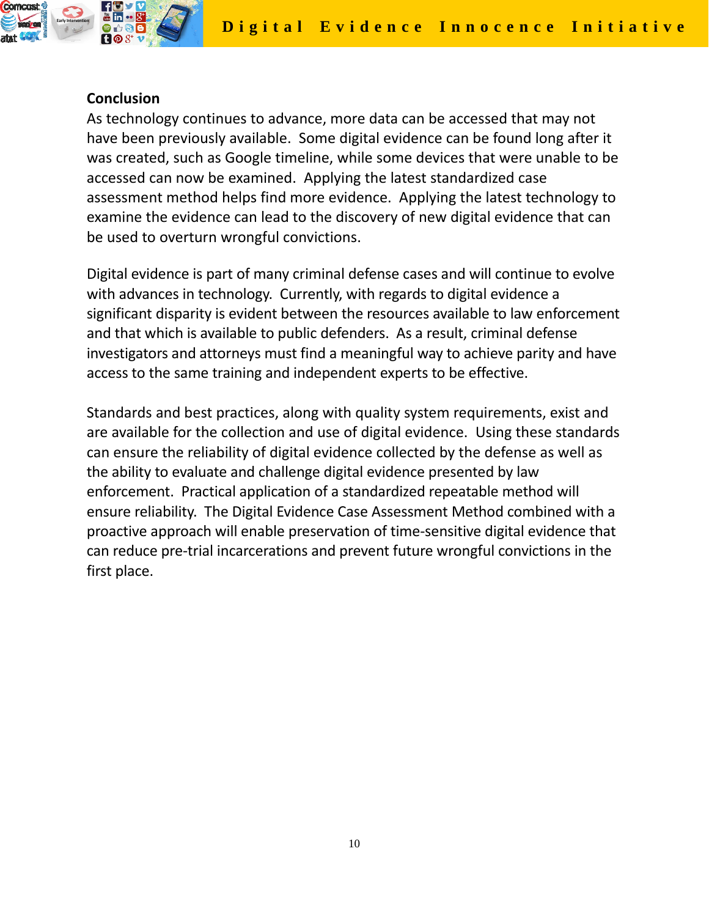## Conclusion

As technology continues to advance, more data can be accessed that may not have been previously available. Some digital evidence can be found long after it was created, such as Google timeline, while some devices that were unable to be accessed can now be examined. Applying the latest standardized case assessment method helps find more evidence. Applying the latest technology to examine the evidence can lead to the discovery of new digital evidence that can be used to overturn wrongful convictions.

Digital evidence is part of many criminal defense cases and will continue to evolve with advances in technology. Currently, with regards to digital evidence a significant disparity is evident between the resources available to law enforcement and that which is available to public defenders. As a result, criminal defense investigators and attorneys must find a meaningful way to achieve parity and have access to the same training and independent experts to be effective.

Standards and best practices, along with quality system requirements, exist and are available for the collection and use of digital evidence. Using these standards can ensure the reliability of digital evidence collected by the defense as well as the ability to evaluate and challenge digital evidence presented by law enforcement. Practical application of a standardized repeatable method will ensure reliability. The Digital Evidence Case Assessment Method combined with a proactive approach will enable preservation of time-sensitive digital evidence that can reduce pre-trial incarcerations and prevent future wrongful convictions in the first place.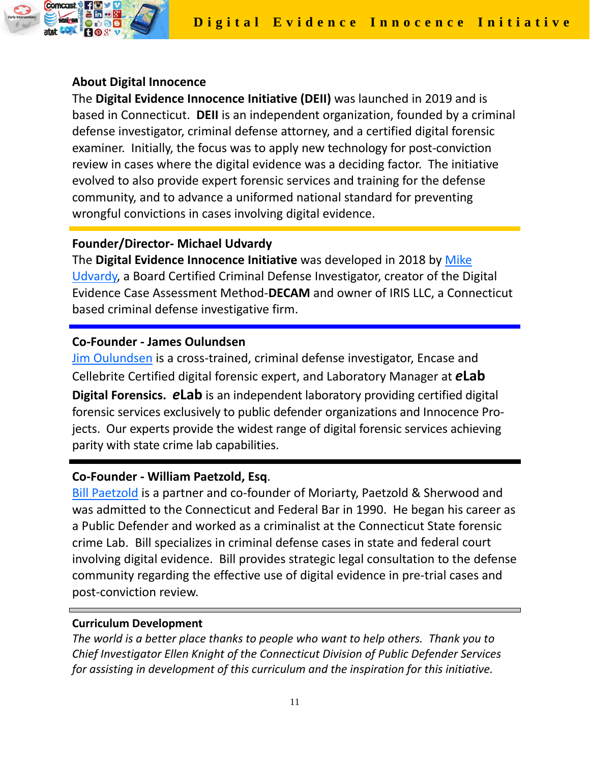## About Digital Innocence

The **Digital Evidence Innocence Initiative (DEII)** was launched in 2019 and is based in Connecticut. **DEII** is an independent organization, founded by a criminal defense investigator, criminal defense attorney, and a certified digital forensic examiner. Initially, the focus was to apply new technology for post-conviction review in cases where the digital evidence was a deciding factor. The initiative evolved to also provide expert forensic services and training for the defense community, and to advance a uniformed national standard for preventing wrongful convictions in cases involving digital evidence.

## Founder/Director- Michael Udvardy

The **Digital Evidence Innocence Initiative** was developed in 2018 by Mike Udvardy, a Board Certified Criminal Defense Investigator, creator of the Digital Evidence Case Assessment Method-**DECAM** and owner of IRIS LLC, a Connecticut based criminal defense investigative firm.

## Co-Founder - James Oulundsen

Jim Oulundsen is a cross-trained, criminal defense investigator, Encase and Cellebrite Certified digital forensic expert, and Laboratory Manager at ***e*Lab Digital Forensics.** ***e*Lab** is an independent laboratory providing certified digital forensic services exclusively to public defender organizations and Innocence Projects. Our experts provide the widest range of digital forensic services achieving parity with state crime lab capabilities.

## Co-Founder - William Paetzold, Esq.

Bill Paetzold is a partner and co-founder of Moriarty, Paetzold & Sherwood and was admitted to the Connecticut and Federal Bar in 1990. He began his career as a Public Defender and worked as a criminalist at the Connecticut State forensic crime Lab. Bill specializes in criminal defense cases in state and federal court involving digital evidence. Bill provides strategic legal consultation to the defense community regarding the effective use of digital evidence in pre-trial cases and post-conviction review.

## Curriculum Development

*The world is a better place thanks to people who want to help others. Thank you to Chief Investigator Ellen Knight of the Connecticut Division of Public Defender Services for assisting in development of this curriculum and the inspiration for this initiative.*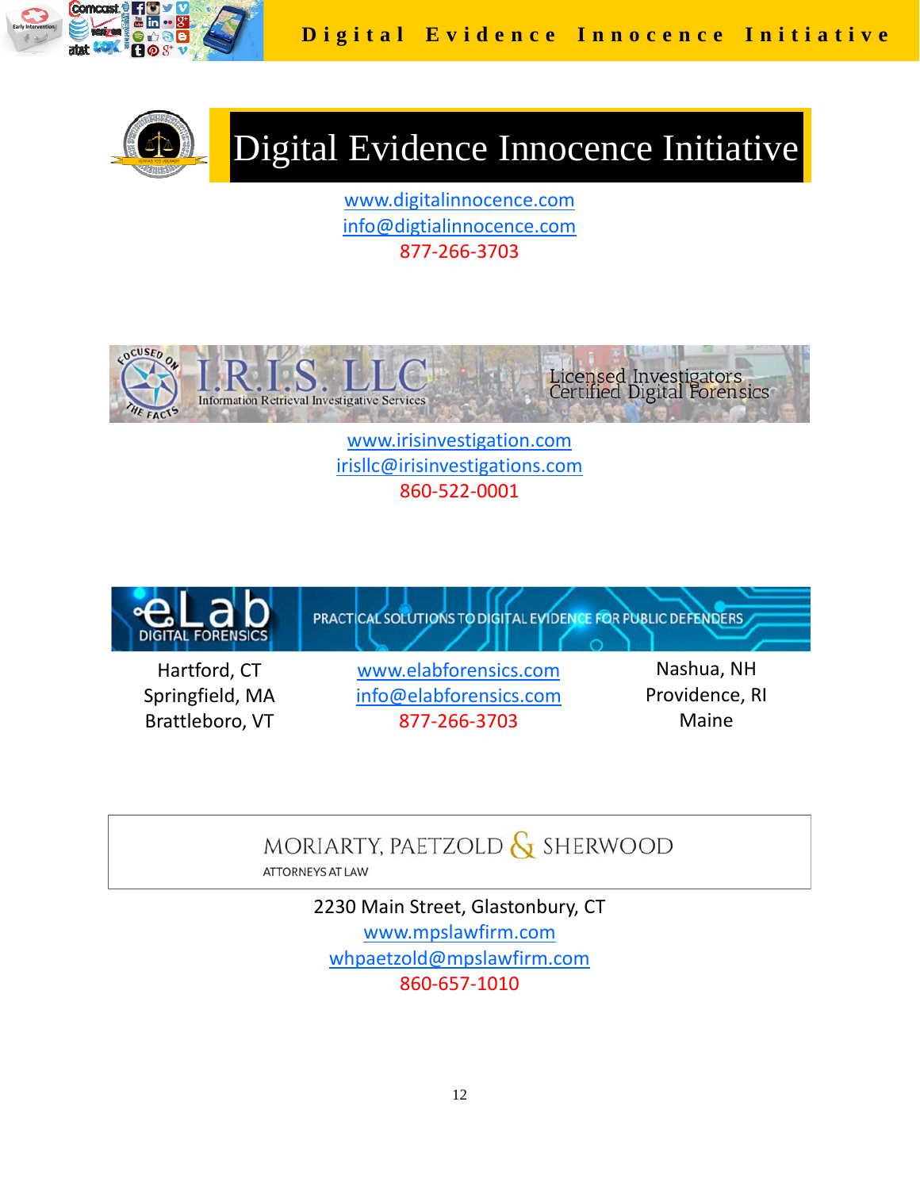# Digital Evidence Innocence Initiative

www.digitalinnocence.com
info@digtialinnocence.com
877-266-3703

## I.R.I.S. LLC

Information Retrieval Investigative Services

Focused on the Facts

Licensed Investigators
Certified Digital Forensics

www.irisinvestigation.com
irisllc@irisinvestigations.com
860-522-0001

## eLab Digital Forensics

PRACTICAL SOLUTIONS TO DIGITAL EVIDENCE FOR PUBLIC DEFENDERS

Hartford, CT
Springfield, MA
Brattleboro, VT

www.elabforensics.com
info@elabforensics.com
877-266-3703

Nashua, NH
Providence, RI
Maine

## MORIARTY, PAETZOLD & SHERWOOD

ATTORNEYS AT LAW

2230 Main Street, Glastonbury, CT
www.mpslawfirm.com
whpaetzold@mpslawfirm.com
860-657-1010